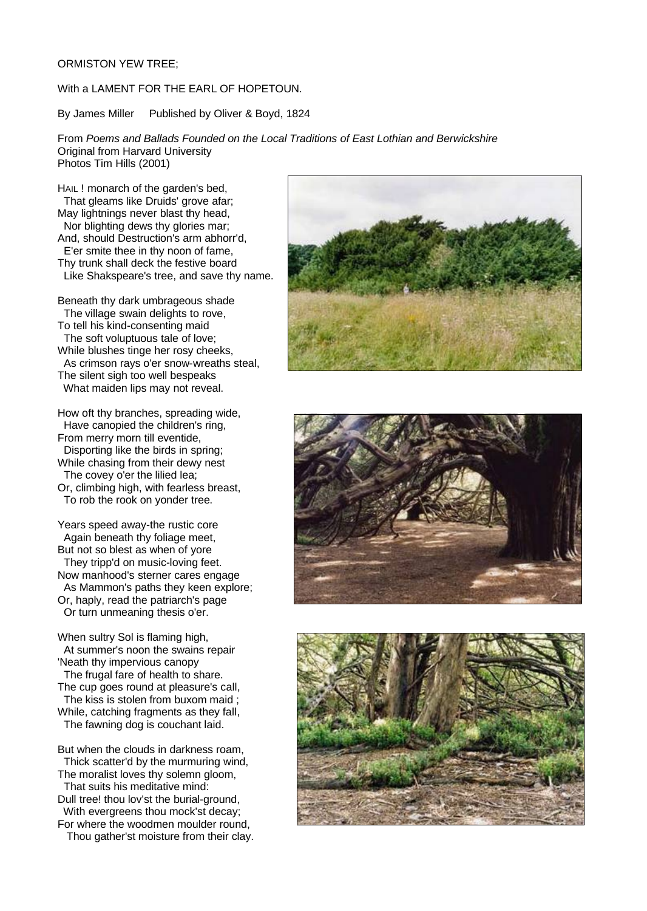ORMISTON YEW TREE;

With a LAMENT FOR THE EARL OF HOPETOUN.

By James Miller     Published by Oliver & Boyd, 1824

From *Poems and Ballads Founded on the Local Traditions of East Lothian and Berwickshire*
Original from Harvard University
Photos Tim Hills (2001)

HAIL ! monarch of the garden's bed,
  That gleams like Druids' grove afar;
May lightnings never blast thy head,
  Nor blighting dews thy glories mar;
And, should Destruction's arm abhorr'd,
  E'er smite thee in thy noon of fame,
Thy trunk shall deck the festive board
  Like Shakspeare's tree, and save thy name.

Beneath thy dark umbrageous shade
  The village swain delights to rove,
To tell his kind-consenting maid
  The soft voluptuous tale of love;
While blushes tinge her rosy cheeks,
  As crimson rays o'er snow-wreaths steal,
The silent sigh too well bespeaks
  What maiden lips may not reveal.

How oft thy branches, spreading wide,
  Have canopied the children's ring,
From merry morn till eventide,
  Disporting like the birds in spring;
While chasing from their dewy nest
  The covey o'er the lilied lea;
Or, climbing high, with fearless breast,
  To rob the rook on yonder tree.

Years speed away-the rustic core
  Again beneath thy foliage meet,
But not so blest as when of yore
  They tripp'd on music-loving feet.
Now manhood's sterner cares engage
  As Mammon's paths they keen explore;
Or, haply, read the patriarch's page
  Or turn unmeaning thesis o'er.

When sultry Sol is flaming high,
  At summer's noon the swains repair
'Neath thy impervious canopy
  The frugal fare of health to share.
The cup goes round at pleasure's call,
  The kiss is stolen from buxom maid ;
While, catching fragments as they fall,
  The fawning dog is couchant laid.

But when the clouds in darkness roam,
  Thick scatter'd by the murmuring wind,
The moralist loves thy solemn gloom,
  That suits his meditative mind:
Dull tree! thou lov'st the burial-ground,
  With evergreens thou mock'st decay;
For where the woodmen moulder round,
  Thou gather'st moisture from their clay.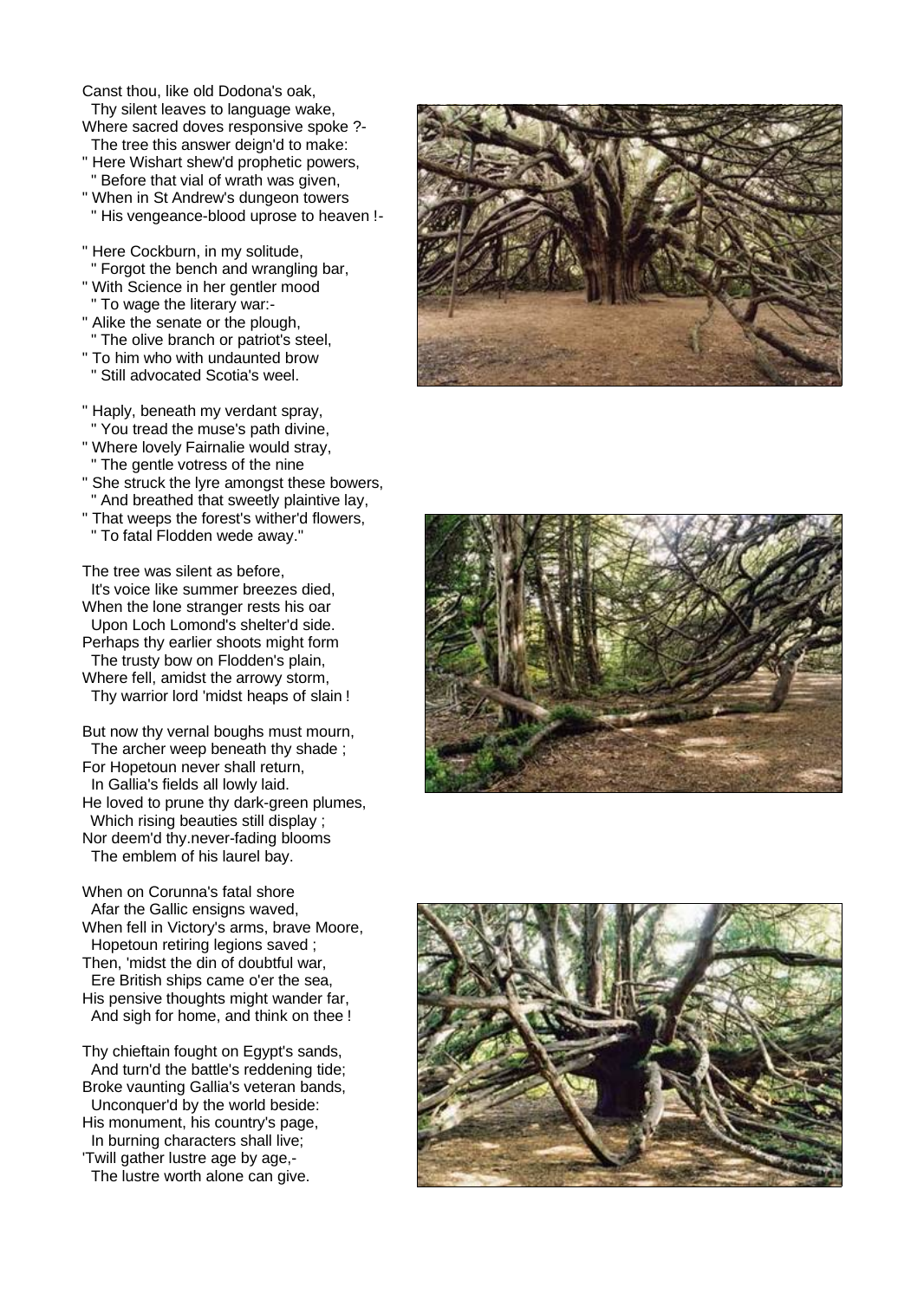Canst thou, like old Dodona's oak,
  Thy silent leaves to language wake,
Where sacred doves responsive spoke ?-
  The tree this answer deign'd to make:
" Here Wishart shew'd prophetic powers,
  " Before that vial of wrath was given,
" When in St Andrew's dungeon towers
  " His vengeance-blood uprose to heaven !-

" Here Cockburn, in my solitude,
  " Forgot the bench and wrangling bar,
" With Science in her gentler mood
  " To wage the literary war:-
" Alike the senate or the plough,
  " The olive branch or patriot's steel,
" To him who with undaunted brow
  " Still advocated Scotia's weel.

" Haply, beneath my verdant spray,
  " You tread the muse's path divine,
" Where lovely Fairnalie would stray,
  " The gentle votress of the nine
" She struck the lyre amongst these bowers,
  " And breathed that sweetly plaintive lay,
" That weeps the forest's wither'd flowers,
  " To fatal Flodden wede away."

The tree was silent as before,
  It's voice like summer breezes died,
When the lone stranger rests his oar
  Upon Loch Lomond's shelter'd side.
Perhaps thy earlier shoots might form
  The trusty bow on Flodden's plain,
Where fell, amidst the arrowy storm,
  Thy warrior lord 'midst heaps of slain !

But now thy vernal boughs must mourn,
  The archer weep beneath thy shade ;
For Hopetoun never shall return,
  In Gallia's fields all lowly laid.
He loved to prune thy dark-green plumes,
  Which rising beauties still display ;
Nor deem'd thy.never-fading blooms
  The emblem of his laurel bay.

When on Corunna's fatal shore
  Afar the Gallic ensigns waved,
When fell in Victory's arms, brave Moore,
  Hopetoun retiring legions saved ;
Then, 'midst the din of doubtful war,
  Ere British ships came o'er the sea,
His pensive thoughts might wander far,
  And sigh for home, and think on thee !

Thy chieftain fought on Egypt's sands,
  And turn'd the battle's reddening tide;
Broke vaunting Gallia's veteran bands,
  Unconquer'd by the world beside:
His monument, his country's page,
  In burning characters shall live;
'Twill gather lustre age by age,-
  The lustre worth alone can give.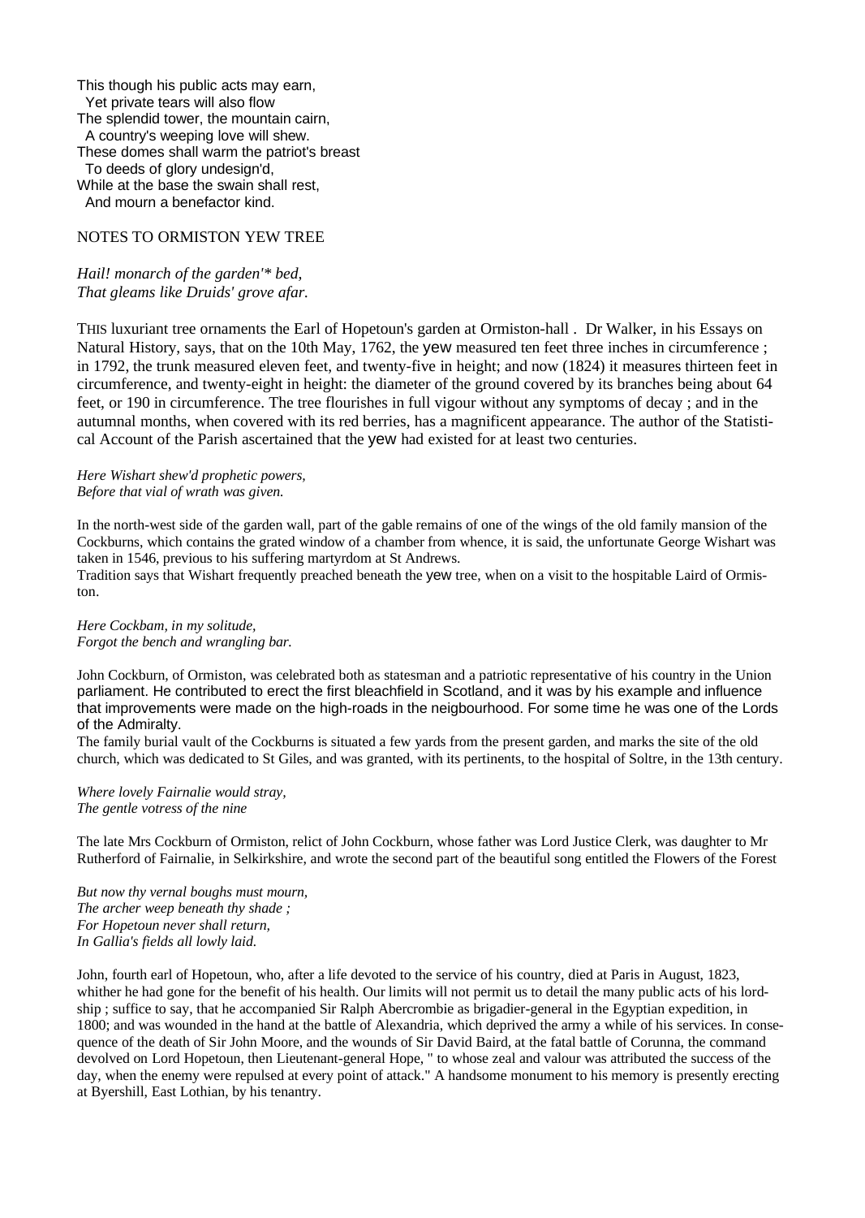This though his public acts may earn,
  Yet private tears will also flow
The splendid tower, the mountain cairn,
  A country's weeping love will shew.
These domes shall warm the patriot's breast
  To deeds of glory undesign'd,
While at the base the swain shall rest,
  And mourn a benefactor kind.

NOTES TO ORMISTON YEW TREE

*Hail! monarch of the garden'* bed,*
*That gleams like Druids' grove afar.*

THIS luxuriant tree ornaments the Earl of Hopetoun's garden at Ormiston-hall . Dr Walker, in his Essays on Natural History, says, that on the 10th May, 1762, the yew measured ten feet three inches in circumference ; in 1792, the trunk measured eleven feet, and twenty-five in height; and now (1824) it measures thirteen feet in circumference, and twenty-eight in height: the diameter of the ground covered by its branches being about 64 feet, or 190 in circumference. The tree flourishes in full vigour without any symptoms of decay ; and in the autumnal months, when covered with its red berries, has a magnificent appearance. The author of the Statistical Account of the Parish ascertained that the yew had existed for at least two centuries.

*Here Wishart shew'd prophetic powers,*
*Before that vial of wrath was given.*

In the north-west side of the garden wall, part of the gable remains of one of the wings of the old family mansion of the Cockburns, which contains the grated window of a chamber from whence, it is said, the unfortunate George Wishart was taken in 1546, previous to his suffering martyrdom at St Andrews.
Tradition says that Wishart frequently preached beneath the yew tree, when on a visit to the hospitable Laird of Ormiston.

*Here Cockbam, in my solitude,*
*Forgot the bench and wrangling bar.*

John Cockburn, of Ormiston, was celebrated both as statesman and a patriotic representative of his country in the Union parliament. He contributed to erect the first bleachfield in Scotland, and it was by his example and influence that improvements were made on the high-roads in the neigbourhood. For some time he was one of the Lords of the Admiralty.
The family burial vault of the Cockburns is situated a few yards from the present garden, and marks the site of the old church, which was dedicated to St Giles, and was granted, with its pertinents, to the hospital of Soltre, in the 13th century.

*Where lovely Fairnalie would stray,*
*The gentle votress of the nine*

The late Mrs Cockburn of Ormiston, relict of John Cockburn, whose father was Lord Justice Clerk, was daughter to Mr Rutherford of Fairnalie, in Selkirkshire, and wrote the second part of the beautiful song entitled the Flowers of the Forest

*But now thy vernal boughs must mourn,*
*The archer weep beneath thy shade ;*
*For Hopetoun never shall return,*
*In Gallia's fields all lowly laid.*

John, fourth earl of Hopetoun, who, after a life devoted to the service of his country, died at Paris in August, 1823, whither he had gone for the benefit of his health. Our limits will not permit us to detail the many public acts of his lordship ; suffice to say, that he accompanied Sir Ralph Abercrombie as brigadier-general in the Egyptian expedition, in 1800; and was wounded in the hand at the battle of Alexandria, which deprived the army a while of his services. In consequence of the death of Sir John Moore, and the wounds of Sir David Baird, at the fatal battle of Corunna, the command devolved on Lord Hopetoun, then Lieutenant-general Hope, " to whose zeal and valour was attributed the success of the day, when the enemy were repulsed at every point of attack." A handsome monument to his memory is presently erecting at Byershill, East Lothian, by his tenantry.